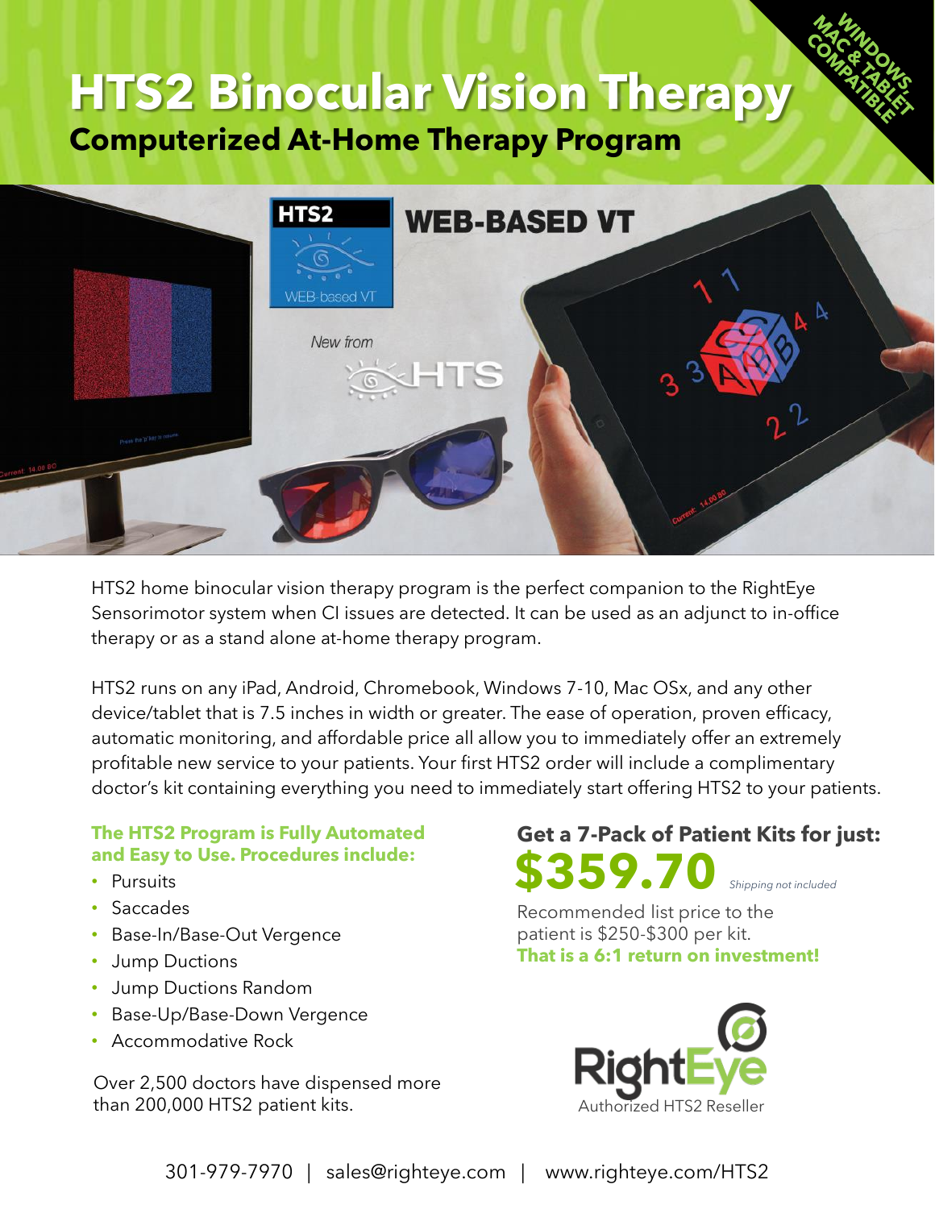# HTS2 Binocular Vision Therapy

## Computerized At-Home Therapy Program

WINDOWS, MAC & TABLET COMPATIBLE

HTS2 home binocular vision therapy program is the perfect companion to the RightEye Sensorimotor system when CI issues are detected. It can be used as an adjunct to in-office therapy or as a stand alone at-home therapy program.

HTS2 runs on any iPad, Android, Chromebook, Windows 7-10, Mac OSx, and any other device/tablet that is 7.5 inches in width or greater. The ease of operation, proven efficacy, automatic monitoring, and affordable price all allow you to immediately offer an extremely profitable new service to your patients. Your first HTS2 order will include a complimentary doctor's kit containing everything you need to immediately start offering HTS2 to your patients.

**The HTS2 Program is Fully Automated and Easy to Use. Procedures include:**

- Pursuits
- Saccades
- Base-In/Base-Out Vergence
- Jump Ductions
- Jump Ductions Random
- Base-Up/Base-Down Vergence
- Accommodative Rock

Over 2,500 doctors have dispensed more than 200,000 HTS2 patient kits.

**Get a 7-Pack of Patient Kits for just:**

**$359.70** *Shipping not included*

Recommended list price to the patient is $250-$300 per kit.
**That is a 6:1 return on investment!**

RightEye
Authorized HTS2 Reseller

301-979-7970 | sales@righteye.com | www.righteye.com/HTS2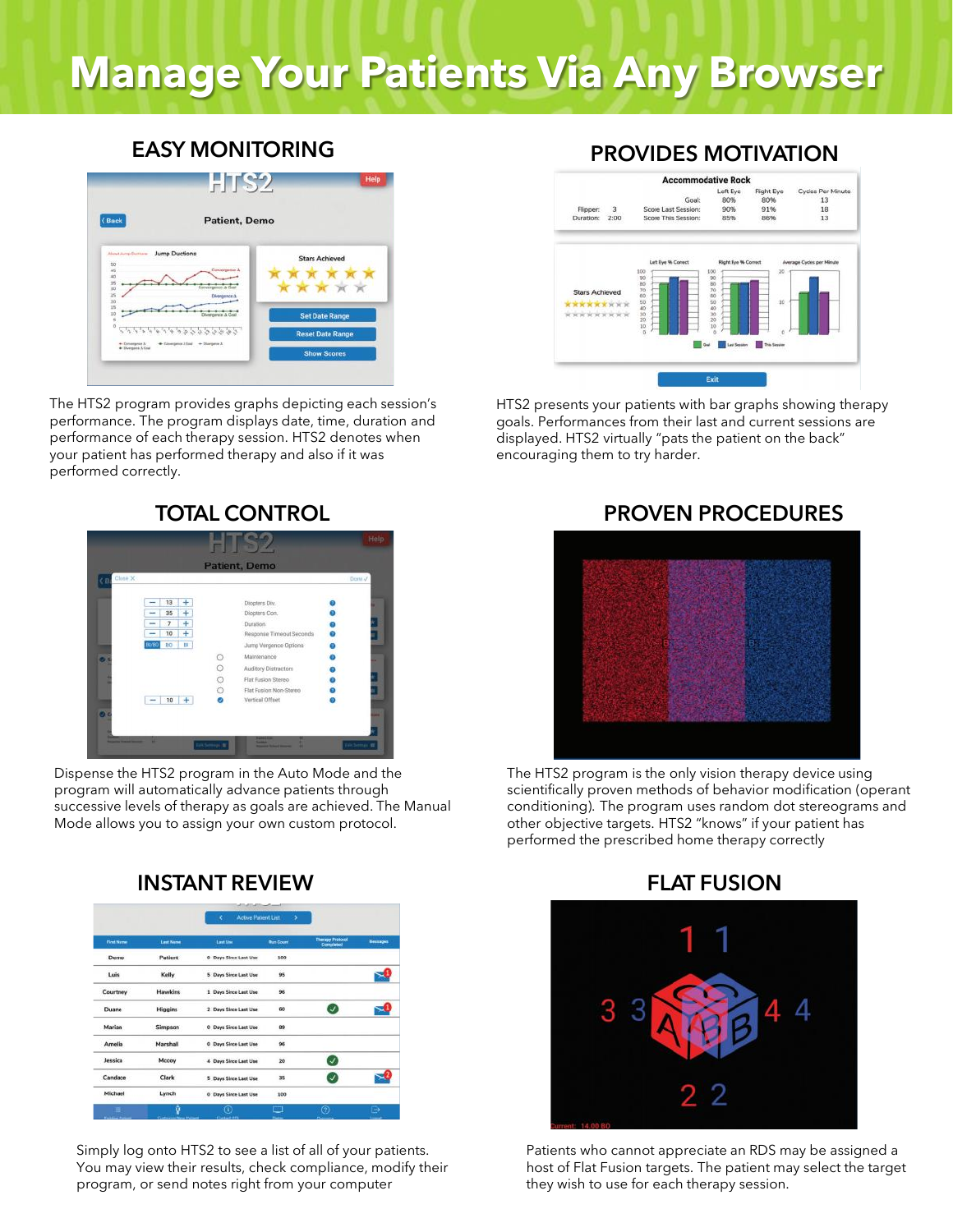# Manage Your Patients Via Any Browser

## EASY MONITORING

The HTS2 program provides graphs depicting each session's performance. The program displays date, time, duration and performance of each therapy session. HTS2 denotes when your patient has performed therapy and also if it was performed correctly.

## PROVIDES MOTIVATION

HTS2 presents your patients with bar graphs showing therapy goals. Performances from their last and current sessions are displayed. HTS2 virtually "pats the patient on the back" encouraging them to try harder.

## TOTAL CONTROL

Dispense the HTS2 program in the Auto Mode and the program will automatically advance patients through successive levels of therapy as goals are achieved. The Manual Mode allows you to assign your own custom protocol.

## PROVEN PROCEDURES

The HTS2 program is the only vision therapy device using scientifically proven methods of behavior modification (operant conditioning). The program uses random dot stereograms and other objective targets. HTS2 "knows" if your patient has performed the prescribed home therapy correctly

## INSTANT REVIEW

Simply log onto HTS2 to see a list of all of your patients. You may view their results, check compliance, modify their program, or send notes right from your computer

## FLAT FUSION

Patients who cannot appreciate an RDS may be assigned a host of Flat Fusion targets. The patient may select the target they wish to use for each therapy session.